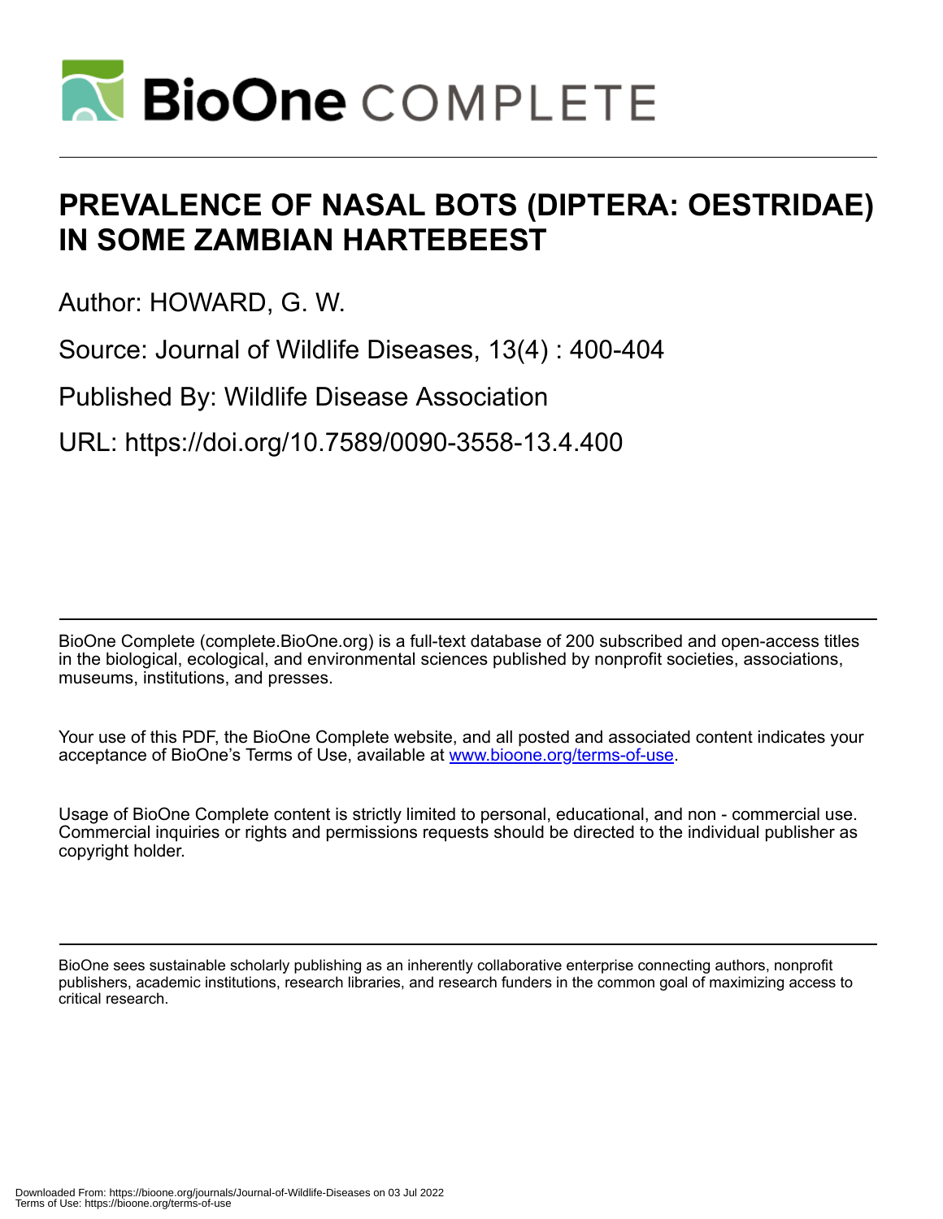# PREVALENCE OF NASAL BOTS (DIPTERA: OESTRIDAE) IN SOME ZAMBIAN HARTEBEEST

Author: HOWARD, G. W.

Source: Journal of Wildlife Diseases, 13(4) : 400-404

Published By: Wildlife Disease Association

URL: https://doi.org/10.7589/0090-3558-13.4.400

BioOne Complete (complete.BioOne.org) is a full-text database of 200 subscribed and open-access titles in the biological, ecological, and environmental sciences published by nonprofit societies, associations, museums, institutions, and presses.

Your use of this PDF, the BioOne Complete website, and all posted and associated content indicates your acceptance of BioOne's Terms of Use, available at www.bioone.org/terms-of-use.

Usage of BioOne Complete content is strictly limited to personal, educational, and non - commercial use. Commercial inquiries or rights and permissions requests should be directed to the individual publisher as copyright holder.

BioOne sees sustainable scholarly publishing as an inherently collaborative enterprise connecting authors, nonprofit publishers, academic institutions, research libraries, and research funders in the common goal of maximizing access to critical research.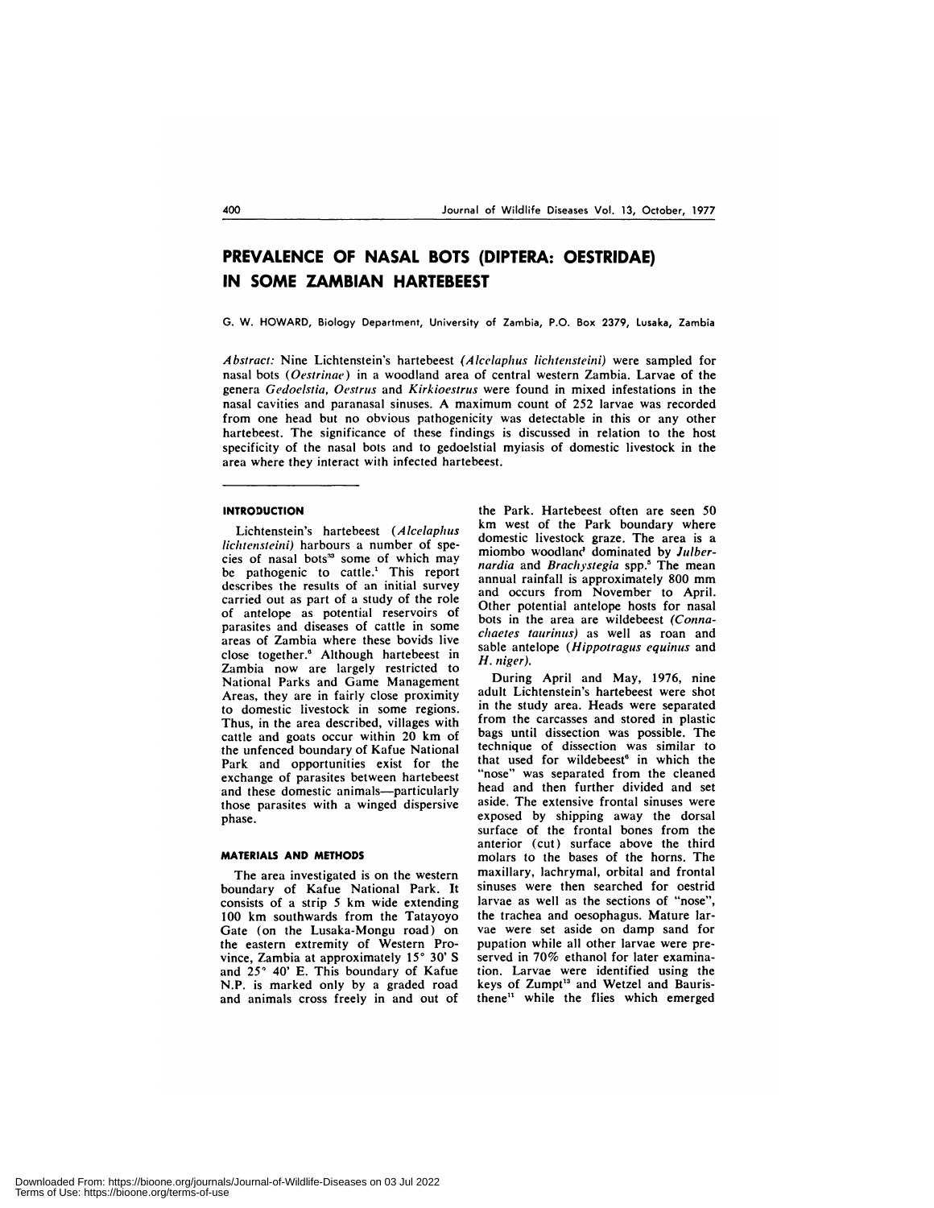# PREVALENCE OF NASAL BOTS (DIPTERA: OESTRIDAE) IN SOME ZAMBIAN HARTEBEEST

G. W. HOWARD, Biology Department, University of Zambia, P.O. Box 2379, Lusaka, Zambia

*Abstract:* Nine Lichtenstein's hartebeest (*Alcelaphus lichtensteini*) were sampled for nasal bots (*Oestrinae*) in a woodland area of central western Zambia. Larvae of the genera *Gedoelstia, Oestrus* and *Kirkioestrus* were found in mixed infestations in the nasal cavities and paranasal sinuses. A maximum count of 252 larvae was recorded from one head but no obvious pathogenicity was detectable in this or any other hartebeest. The significance of these findings is discussed in relation to the host specificity of the nasal bots and to gedoelstial myiasis of domestic livestock in the area where they interact with infected hartebeest.

## INTRODUCTION

Lichtenstein's hartebeest (*Alcelaphus lichtensteini*) harbours a number of species of nasal bots[13] some of which may be pathogenic to cattle.[1] This report describes the results of an initial survey carried out as part of a study of the role of antelope as potential reservoirs of parasites and diseases of cattle in some areas of Zambia where these bovids live close together.[6] Although hartebeest in Zambia now are largely restricted to National Parks and Game Management Areas, they are in fairly close proximity to domestic livestock in some regions. Thus, in the area described, villages with cattle and goats occur within 20 km of the unfenced boundary of Kafue National Park and opportunities exist for the exchange of parasites between hartebeest and these domestic animals—particularly those parasites with a winged dispersive phase.

## MATERIALS AND METHODS

The area investigated is on the western boundary of Kafue National Park. It consists of a strip 5 km wide extending 100 km southwards from the Tatayoyo Gate (on the Lusaka-Mongu road) on the eastern extremity of Western Province, Zambia at approximately 15° 30' S and 25° 40' E. This boundary of Kafue N.P. is marked only by a graded road and animals cross freely in and out of the Park. Hartebeest often are seen 50 km west of the Park boundary where domestic livestock graze. The area is a miombo woodland[7] dominated by *Julbernardia* and *Brachystegia* spp.[5] The mean annual rainfall is approximately 800 mm and occurs from November to April. Other potential antelope hosts for nasal bots in the area are wildebeest (*Connachaetes taurinus*) as well as roan and sable antelope (*Hippotragus equinus* and *H. niger*).

During April and May, 1976, nine adult Lichtenstein's hartebeest were shot in the study area. Heads were separated from the carcasses and stored in plastic bags until dissection was possible. The technique of dissection was similar to that used for wildebeest[6] in which the "nose" was separated from the cleaned head and then further divided and set aside. The extensive frontal sinuses were exposed by shipping away the dorsal surface of the frontal bones from the anterior (cut) surface above the third molars to the bases of the horns. The maxillary, lachrymal, orbital and frontal sinuses were then searched for oestrid larvae as well as the sections of "nose", the trachea and oesophagus. Mature larvae were set aside on damp sand for pupation while all other larvae were preserved in 70% ethanol for later examination. Larvae were identified using the keys of Zumpt[13] and Wetzel and Bauristhene[11] while the flies which emerged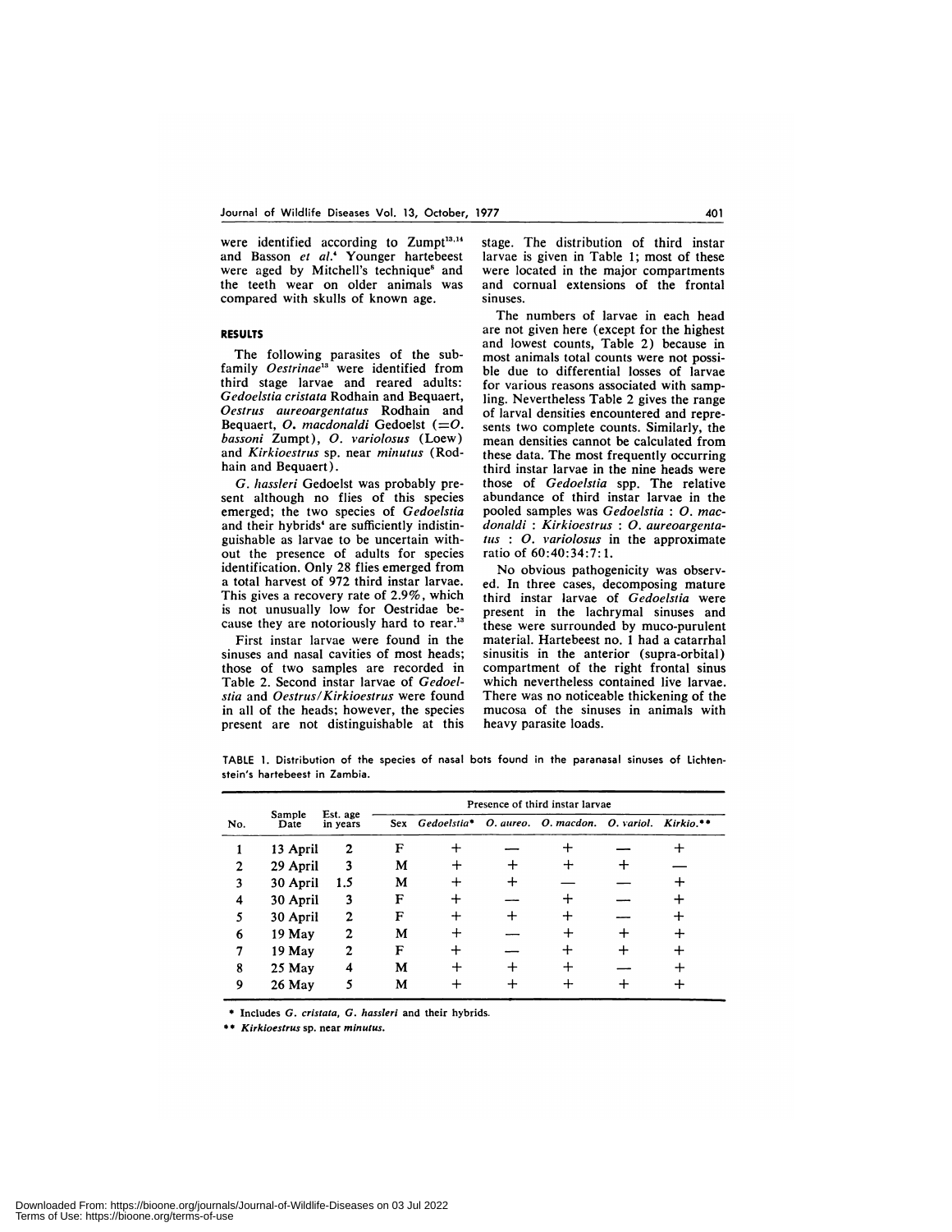were identified according to Zumpt[13,14] and Basson *et al.*[4] Younger hartebeest were aged by Mitchell's technique[8] and the teeth wear on older animals was compared with skulls of known age.

## RESULTS

The following parasites of the subfamily *Oestrinae*[13] were identified from third stage larvae and reared adults: *Gedoelstia cristata* Rodhain and Bequaert, *Oestrus aureoargentatus* Rodhain and Bequaert, *O. macdonaldi* Gedoelst (=*O. bassoni* Zumpt), *O. variolosus* (Loew) and *Kirkioestrus* sp. near *minutus* (Rodhain and Bequaert).

*G. hassleri* Gedoelst was probably present although no flies of this species emerged; the two species of *Gedoelstia* and their hybrids[4] are sufficiently indistinguishable as larvae to be uncertain without the presence of adults for species identification. Only 28 flies emerged from a total harvest of 972 third instar larvae. This gives a recovery rate of 2.9%, which is not unusually low for Oestridae because they are notoriously hard to rear.[13]

First instar larvae were found in the sinuses and nasal cavities of most heads; those of two samples are recorded in Table 2. Second instar larvae of *Gedoelstia* and *Oestrus/Kirkioestrus* were found in all of the heads; however, the species present are not distinguishable at this stage. The distribution of third instar larvae is given in Table 1; most of these were located in the major compartments and cornual extensions of the frontal sinuses.

The numbers of larvae in each head are not given here (except for the highest and lowest counts, Table 2) because in most animals total counts were not possible due to differential losses of larvae for various reasons associated with sampling. Nevertheless Table 2 gives the range of larval densities encountered and represents two complete counts. Similarly, the mean densities cannot be calculated from these data. The most frequently occurring third instar larvae in the nine heads were those of *Gedoelstia* spp. The relative abundance of third instar larvae in the pooled samples was *Gedoelstia* : *O. macdonaldi* : *Kirkioestrus* : *O. aureoargentatus* : *O. variolosus* in the approximate ratio of 60:40:34:7:1.

No obvious pathogenicity was observed. In three cases, decomposing mature third instar larvae of *Gedoelstia* were present in the lachrymal sinuses and these were surrounded by muco-purulent material. Hartebeest no. 1 had a catarrhal sinusitis in the anterior (supra-orbital) compartment of the right frontal sinus which nevertheless contained live larvae. There was no noticeable thickening of the mucosa of the sinuses in animals with heavy parasite loads.

TABLE 1. Distribution of the species of nasal bots found in the paranasal sinuses of Lichtenstein's hartebeest in Zambia.

| No. | Sample Date | Est. age in years | Presence of third instar larvae | | | | | |
|---|---|---|---|---|---|---|---|---|
| | | | Sex | *Gedoelstia** | *O. aureo.* | *O. macdon.* | *O. variol.* | *Kirkio.*** |
| 1 | 13 April | 2 | F | + | — | + | — | + |
| 2 | 29 April | 3 | M | + | + | + | + | — |
| 3 | 30 April | 1.5 | M | + | + | — | — | + |
| 4 | 30 April | 3 | F | + | — | + | — | + |
| 5 | 30 April | 2 | F | + | + | + | — | + |
| 6 | 19 May | 2 | M | + | — | + | + | + |
| 7 | 19 May | 2 | F | + | — | + | + | + |
| 8 | 25 May | 4 | M | + | + | + | — | + |
| 9 | 26 May | 5 | M | + | + | + | + | + |

\* Includes *G. cristata*, *G. hassleri* and their hybrids.

\*\* *Kirkioestrus* sp. near *minutus*.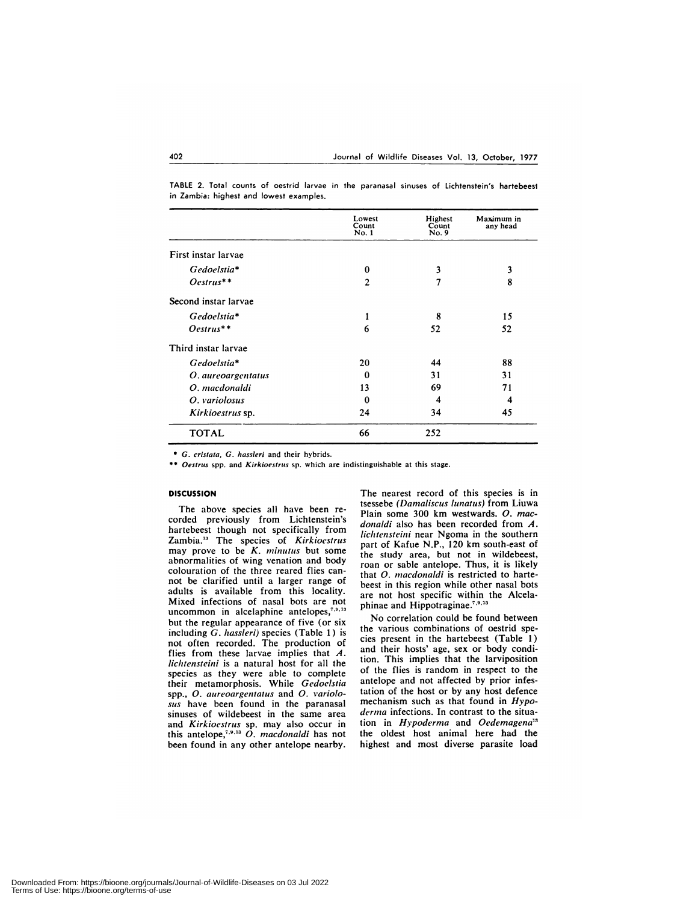TABLE 2. Total counts of oestrid larvae in the paranasal sinuses of Lichtenstein's hartebeest in Zambia: highest and lowest examples.

| | Lowest Count No. 1 | Highest Count No. 9 | Maximum in any head |
|---|---|---|---|
| First instar larvae | | | |
| *Gedoelstia** | 0 | 3 | 3 |
| *Oestrus*** | 2 | 7 | 8 |
| Second instar larvae | | | |
| *Gedoelstia** | 1 | 8 | 15 |
| *Oestrus*** | 6 | 52 | 52 |
| Third instar larvae | | | |
| *Gedoelstia** | 20 | 44 | 88 |
| *O. aureoargentatus* | 0 | 31 | 31 |
| *O. macdonaldi* | 13 | 69 | 71 |
| *O. variolosus* | 0 | 4 | 4 |
| *Kirkioestrus* sp. | 24 | 34 | 45 |
| TOTAL | 66 | 252 | |

\* *G. cristata, G. hassleri* and their hybrids.

\*\* *Oestrus* spp. and *Kirkioestrus* sp. which are indistinguishable at this stage.

## DISCUSSION

The above species all have been recorded previously from Lichtenstein's hartebeest though not specifically from Zambia.[13] The species of *Kirkioestrus* may prove to be *K. minutus* but some abnormalities of wing venation and body colouration of the three reared flies cannot be clarified until a larger range of adults is available from this locality. Mixed infections of nasal bots are not uncommon in alcelaphine antelopes,[7,9,13] but the regular appearance of five (or six including *G. hassleri*) species (Table 1) is not often recorded. The production of flies from these larvae implies that *A. lichtensteini* is a natural host for all the species as they were able to complete their metamorphosis. While *Gedoelstia* spp., *O. aureoargentatus* and *O. variolosus* have been found in the paranasal sinuses of wildebeest in the same area and *Kirkioestrus* sp. may also occur in this antelope,[7,9,13] *O. macdonaldi* has not been found in any other antelope nearby. The nearest record of this species is in tsessebe *(Damaliscus lunatus)* from Liuwa Plain some 300 km westwards. *O. macdonaldi* also has been recorded from *A. lichtensteini* near Ngoma in the southern part of Kafue N.P., 120 km south-east of the study area, but not in wildebeest, roan or sable antelope. Thus, it is likely that *O. macdonaldi* is restricted to hartebeest in this region while other nasal bots are not host specific within the Alcelaphinae and Hippotraginae.[7,9,13]

No correlation could be found between the various combinations of oestrid species present in the hartebeest (Table 1) and their hosts' age, sex or body condition. This implies that the larviposition of the flies is random in respect to the antelope and not affected by prior infestation of the host or by any host defence mechanism such as that found in *Hypoderma* infections. In contrast to the situation in *Hypoderma* and *Oedemagena*[15] the oldest host animal here had the highest and most diverse parasite load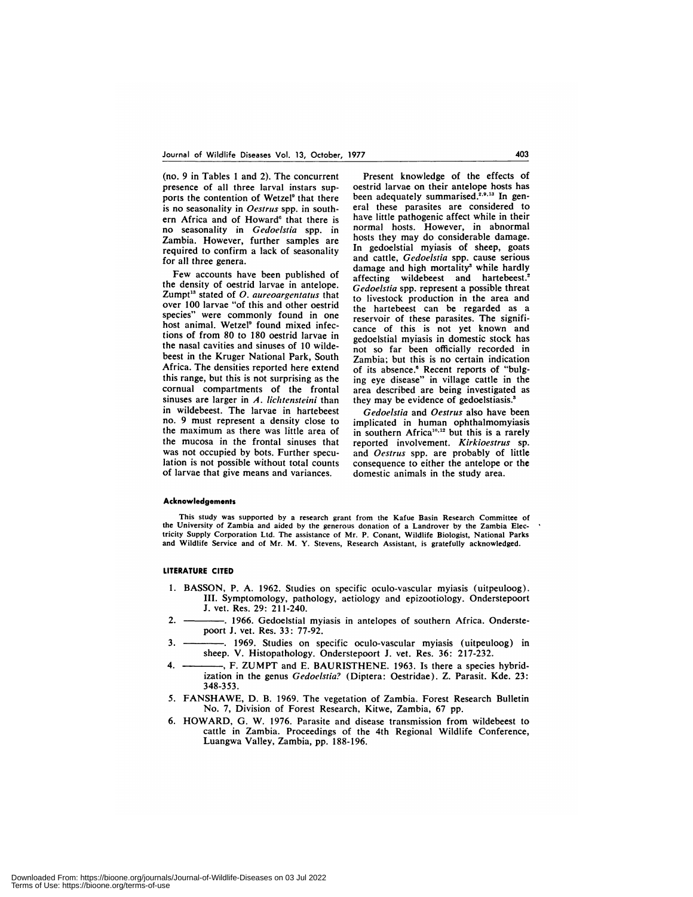(no. 9 in Tables 1 and 2). The concurrent presence of all three larval instars supports the contention of Wetzel[9] that there is no seasonality in *Oestrus* spp. in southern Africa and of Howard[6] that there is no seasonality in *Gedoelstia* spp. in Zambia. However, further samples are required to confirm a lack of seasonality for all three genera.

Few accounts have been published of the density of oestrid larvae in antelope. Zumpt[13] stated of *O. aureoargentatus* that over 100 larvae "of this and other oestrid species" were commonly found in one host animal. Wetzel[9] found mixed infections of from 80 to 180 oestrid larvae in the nasal cavities and sinuses of 10 wildebeest in the Kruger National Park, South Africa. The densities reported here extend this range, but this is not surprising as the cornual compartments of the frontal sinuses are larger in *A. lichtensteini* than in wildebeest. The larvae in hartebeest no. 9 must represent a density close to the maximum as there was little area of the mucosa in the frontal sinuses that was not occupied by bots. Further speculation is not possible without total counts of larvae that give means and variances.

Present knowledge of the effects of oestrid larvae on their antelope hosts has been adequately summarised.[2,9,13] In general these parasites are considered to have little pathogenic affect while in their normal hosts. However, in abnormal hosts they may do considerable damage. In gedoelstial myiasis of sheep, goats and cattle, *Gedoelstia* spp. cause serious damage and high mortality[3] while hardly affecting wildebeest and hartebeest.[2] *Gedoelstia* spp. represent a possible threat to livestock production in the area and the hartebeest can be regarded as a reservoir of these parasites. The significance of this is not yet known and gedoelstial myiasis in domestic stock has not so far been officially recorded in Zambia; but this is no certain indication of its absence.[6] Recent reports of "bulging eye disease" in village cattle in the area described are being investigated as they may be evidence of gedoelstiasis.[3]

*Gedoelstia* and *Oestrus* also have been implicated in human ophthalmomyiasis in southern Africa[10,12] but this is a rarely reported involvement. *Kirkioestrus* sp. and *Oestrus* spp. are probably of little consequence to either the antelope or the domestic animals in the study area.

#### Acknowledgements

This study was supported by a research grant from the Kafue Basin Research Committee of the University of Zambia and aided by the generous donation of a Landrover by the Zambia Electricity Supply Corporation Ltd. The assistance of Mr. P. Conant, Wildlife Biologist, National Parks and Wildlife Service and of Mr. M. Y. Stevens, Research Assistant, is gratefully acknowledged.

#### LITERATURE CITED

1. BASSON, P. A. 1962. Studies on specific oculo-vascular myiasis (uitpeuloog). III. Symptomology, pathology, aetiology and epizootiology. Onderstepoort J. vet. Res. 29: 211-240.
2. ———. 1966. Gedoelstial myiasis in antelopes of southern Africa. Onderstepoort J. vet. Res. 33: 77-92.
3. ———. 1969. Studies on specific oculo-vascular myiasis (uitpeuloog) in sheep. V. Histopathology. Onderstepoort J. vet. Res. 36: 217-232.
4. ———, F. ZUMPT and E. BAURISTHENE. 1963. Is there a species hybridization in the genus *Gedoelstia*? (Diptera: Oestridae). Z. Parasit. Kde. 23: 348-353.
5. FANSHAWE, D. B. 1969. The vegetation of Zambia. Forest Research Bulletin No. 7, Division of Forest Research, Kitwe, Zambia, 67 pp.
6. HOWARD, G. W. 1976. Parasite and disease transmission from wildebeest to cattle in Zambia. Proceedings of the 4th Regional Wildlife Conference, Luangwa Valley, Zambia, pp. 188-196.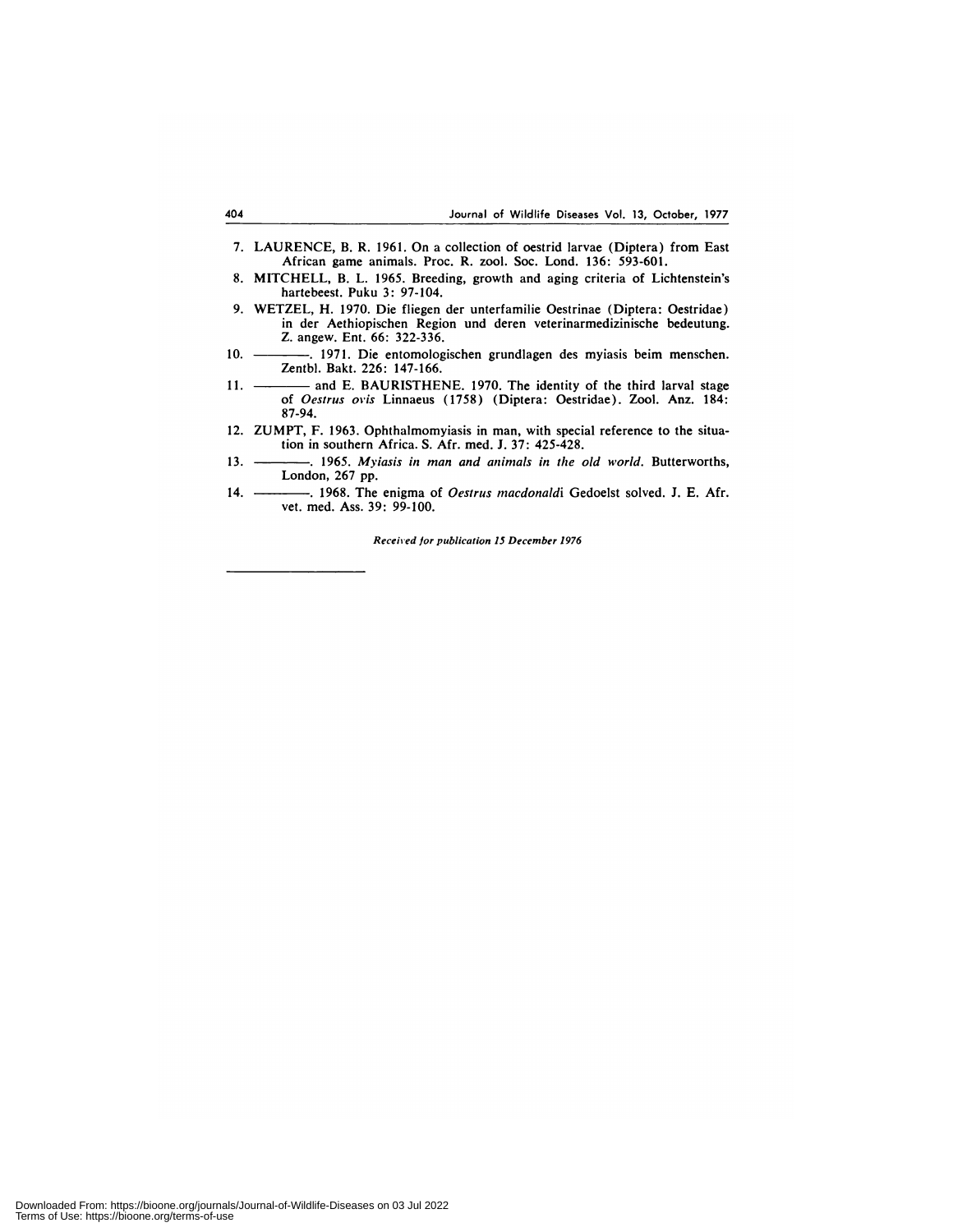7. LAURENCE, B. R. 1961. On a collection of oestrid larvae (Diptera) from East African game animals. Proc. R. zool. Soc. Lond. 136: 593-601.
8. MITCHELL, B. L. 1965. Breeding, growth and aging criteria of Lichtenstein's hartebeest. Puku 3: 97-104.
9. WETZEL, H. 1970. Die fliegen der unterfamilie Oestrinae (Diptera: Oestridae) in der Aethiopischen Region und deren veterinarmedizinische bedeutung. Z. angew. Ent. 66: 322-336.
10. ————. 1971. Die entomologischen grundlagen des myiasis beim menschen. Zentbl. Bakt. 226: 147-166.
11. ———— and E. BAURISTHENE. 1970. The identity of the third larval stage of *Oestrus ovis* Linnaeus (1758) (Diptera: Oestridae). Zool. Anz. 184: 87-94.
12. ZUMPT, F. 1963. Ophthalmomyiasis in man, with special reference to the situation in southern Africa. S. Afr. med. J. 37: 425-428.
13. ————. 1965. *Myiasis in man and animals in the old world*. Butterworths, London, 267 pp.
14. ————. 1968. The enigma of *Oestrus macdonaldi* Gedoelst solved. J. E. Afr. vet. med. Ass. 39: 99-100.

*Received for publication 15 December 1976*